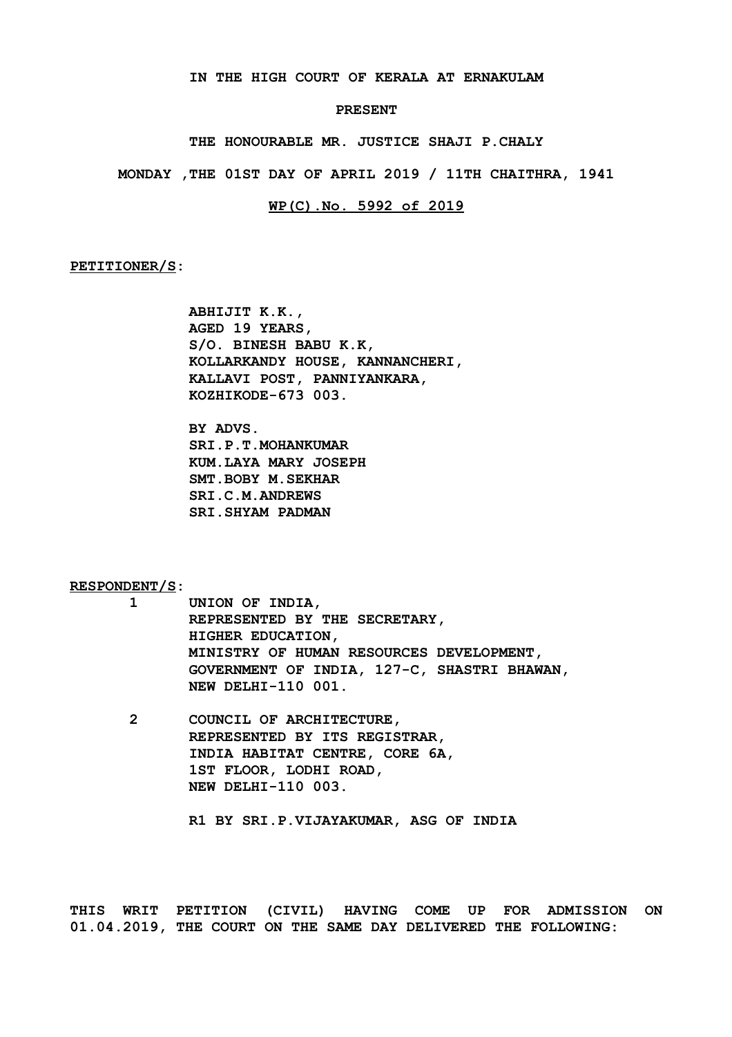**IN THE HIGH COURT OF KERALA AT ERNAKULAM**

**PRESENT**

**THE HONOURABLE MR. JUSTICE SHAJI P.CHALY**

**MONDAY ,THE 01ST DAY OF APRIL 2019 / 11TH CHAITHRA, 1941**

**WP(C).No. 5992 of 2019**

**PETITIONER/S:**

**ABHIJIT K.K.,**
**AGED 19 YEARS,**
**S/O. BINESH BABU K.K,**
**KOLLARKANDY HOUSE, KANNANCHERI,**
**KALLAVI POST, PANNIYANKARA,**
**KOZHIKODE-673 003.**

**BY ADVS.**
**SRI.P.T.MOHANKUMAR**
**KUM.LAYA MARY JOSEPH**
**SMT.BOBY M.SEKHAR**
**SRI.C.M.ANDREWS**
**SRI.SHYAM PADMAN**

**RESPONDENT/S:**

1. **UNION OF INDIA,**
   **REPRESENTED BY THE SECRETARY,**
   **HIGHER EDUCATION,**
   **MINISTRY OF HUMAN RESOURCES DEVELOPMENT,**
   **GOVERNMENT OF INDIA, 127-C, SHASTRI BHAWAN,**
   **NEW DELHI-110 001.**

2. **COUNCIL OF ARCHITECTURE,**
   **REPRESENTED BY ITS REGISTRAR,**
   **INDIA HABITAT CENTRE, CORE 6A,**
   **1ST FLOOR, LODHI ROAD,**
   **NEW DELHI-110 003.**

   **R1 BY SRI.P.VIJAYAKUMAR, ASG OF INDIA**

**THIS WRIT PETITION (CIVIL) HAVING COME UP FOR ADMISSION ON 01.04.2019, THE COURT ON THE SAME DAY DELIVERED THE FOLLOWING:**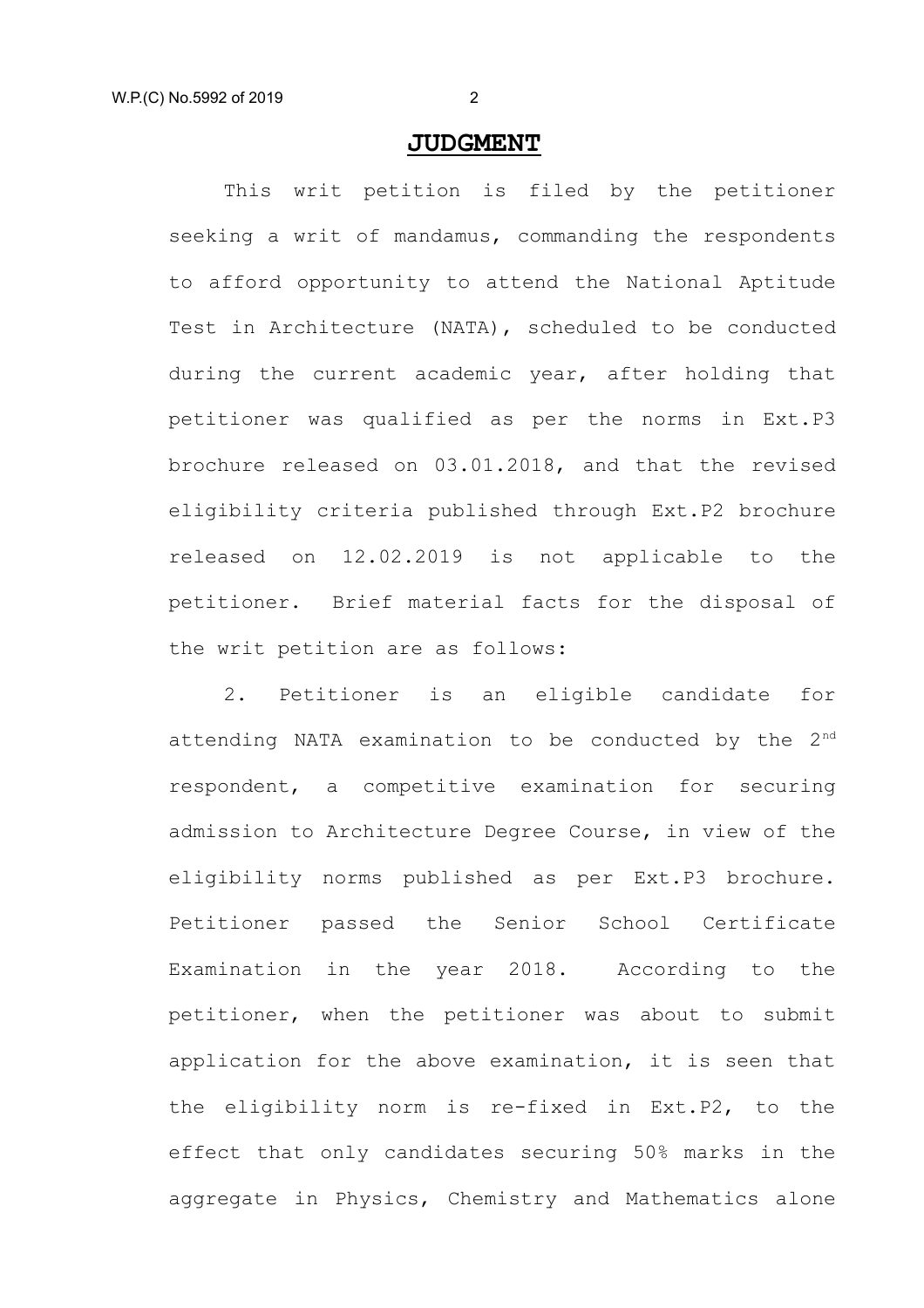## JUDGMENT

This writ petition is filed by the petitioner seeking a writ of mandamus, commanding the respondents to afford opportunity to attend the National Aptitude Test in Architecture (NATA), scheduled to be conducted during the current academic year, after holding that petitioner was qualified as per the norms in Ext.P3 brochure released on 03.01.2018, and that the revised eligibility criteria published through Ext.P2 brochure released on 12.02.2019 is not applicable to the petitioner. Brief material facts for the disposal of the writ petition are as follows:

2. Petitioner is an eligible candidate for attending NATA examination to be conducted by the 2nd respondent, a competitive examination for securing admission to Architecture Degree Course, in view of the eligibility norms published as per Ext.P3 brochure. Petitioner passed the Senior School Certificate Examination in the year 2018. According to the petitioner, when the petitioner was about to submit application for the above examination, it is seen that the eligibility norm is re-fixed in Ext.P2, to the effect that only candidates securing 50% marks in the aggregate in Physics, Chemistry and Mathematics alone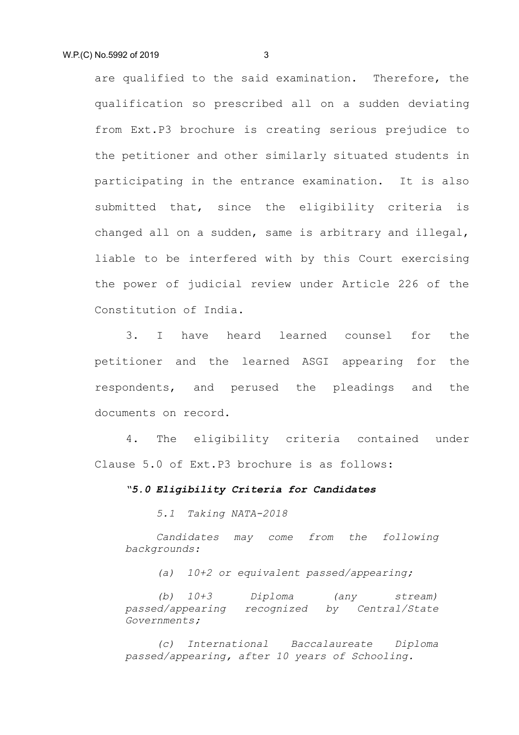are qualified to the said examination. Therefore, the qualification so prescribed all on a sudden deviating from Ext.P3 brochure is creating serious prejudice to the petitioner and other similarly situated students in participating in the entrance examination. It is also submitted that, since the eligibility criteria is changed all on a sudden, same is arbitrary and illegal, liable to be interfered with by this Court exercising the power of judicial review under Article 226 of the Constitution of India.

3. I have heard learned counsel for the petitioner and the learned ASGI appearing for the respondents, and perused the pleadings and the documents on record.

4. The eligibility criteria contained under Clause 5.0 of Ext.P3 brochure is as follows:

> *"**5.0 Eligibility Criteria for Candidates***
>
> *5.1 Taking NATA-2018*
>
> *Candidates may come from the following backgrounds:*
>
> *(a) 10+2 or equivalent passed/appearing;*
>
> *(b) 10+3 Diploma (any stream) passed/appearing recognized by Central/State Governments;*
>
> *(c) International Baccalaureate Diploma passed/appearing, after 10 years of Schooling.*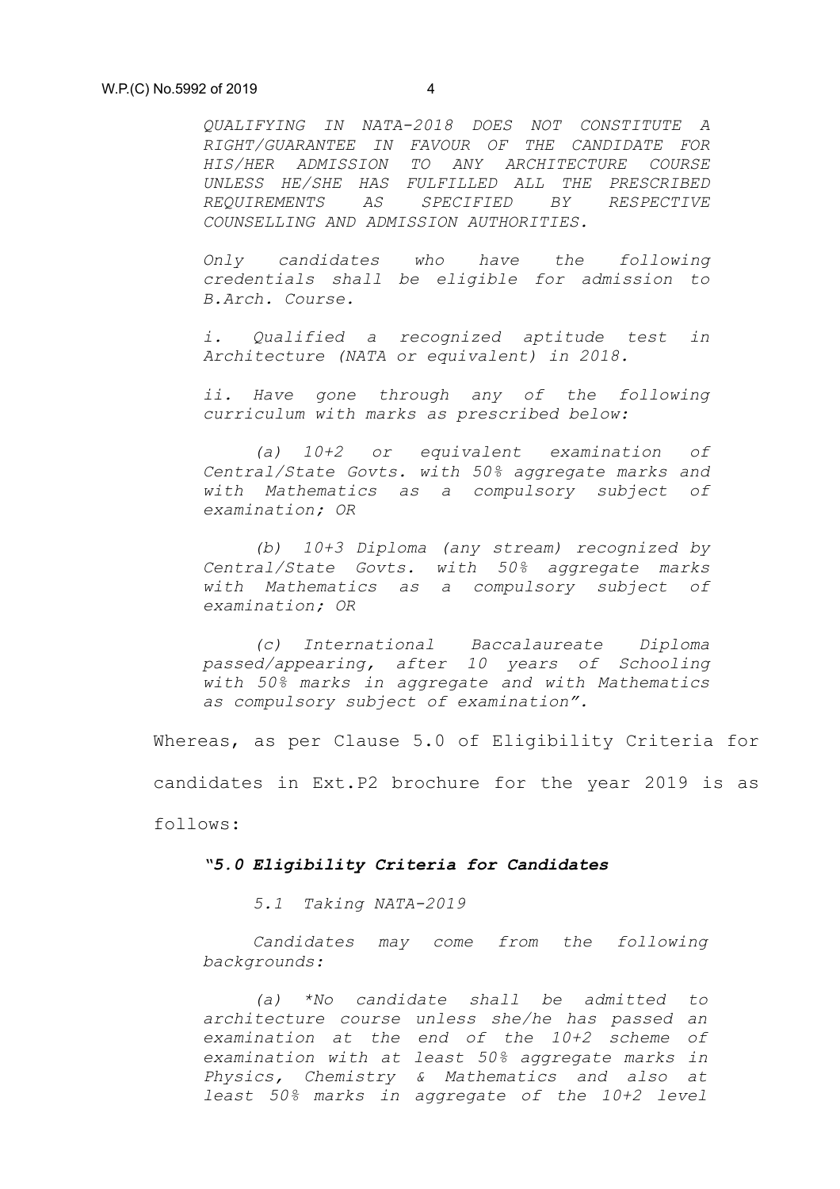*QUALIFYING IN NATA-2018 DOES NOT CONSTITUTE A RIGHT/GUARANTEE IN FAVOUR OF THE CANDIDATE FOR HIS/HER ADMISSION TO ANY ARCHITECTURE COURSE UNLESS HE/SHE HAS FULFILLED ALL THE PRESCRIBED REQUIREMENTS AS SPECIFIED BY RESPECTIVE COUNSELLING AND ADMISSION AUTHORITIES.*

*Only candidates who have the following credentials shall be eligible for admission to B.Arch. Course.*

*i. Qualified a recognized aptitude test in Architecture (NATA or equivalent) in 2018.*

*ii. Have gone through any of the following curriculum with marks as prescribed below:*

*(a) 10+2 or equivalent examination of Central/State Govts. with 50% aggregate marks and with Mathematics as a compulsory subject of examination; OR*

*(b) 10+3 Diploma (any stream) recognized by Central/State Govts. with 50% aggregate marks with Mathematics as a compulsory subject of examination; OR*

*(c) International Baccalaureate Diploma passed/appearing, after 10 years of Schooling with 50% marks in aggregate and with Mathematics as compulsory subject of examination".*

Whereas, as per Clause 5.0 of Eligibility Criteria for candidates in Ext.P2 brochure for the year 2019 is as follows:

***"5.0 Eligibility Criteria for Candidates***

*5.1 Taking NATA-2019*

*Candidates may come from the following backgrounds:*

*(a) *No candidate shall be admitted to architecture course unless she/he has passed an examination at the end of the 10+2 scheme of examination with at least 50% aggregate marks in Physics, Chemistry & Mathematics and also at least 50% marks in aggregate of the 10+2 level*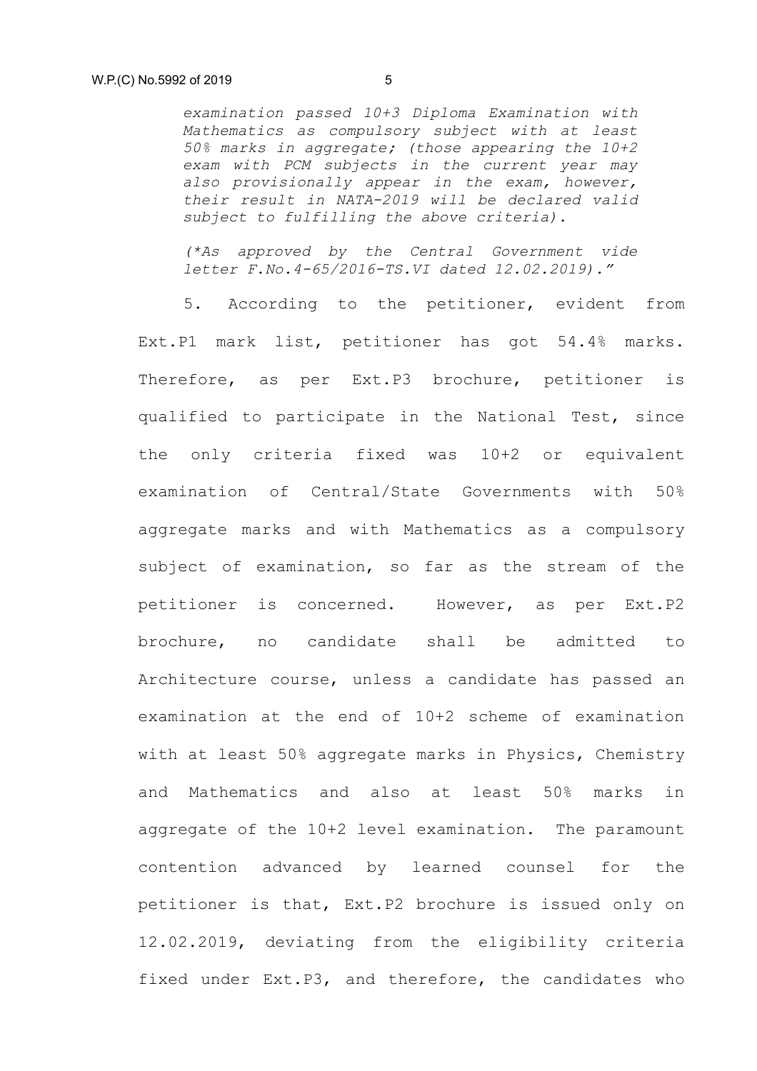*examination passed 10+3 Diploma Examination with Mathematics as compulsory subject with at least 50% marks in aggregate; (those appearing the 10+2 exam with PCM subjects in the current year may also provisionally appear in the exam, however, their result in NATA-2019 will be declared valid subject to fulfilling the above criteria).*

*(\*As approved by the Central Government vide letter F.No.4-65/2016-TS.VI dated 12.02.2019)."*

5. According to the petitioner, evident from Ext.P1 mark list, petitioner has got 54.4% marks. Therefore, as per Ext.P3 brochure, petitioner is qualified to participate in the National Test, since the only criteria fixed was 10+2 or equivalent examination of Central/State Governments with 50% aggregate marks and with Mathematics as a compulsory subject of examination, so far as the stream of the petitioner is concerned. However, as per Ext.P2 brochure, no candidate shall be admitted to Architecture course, unless a candidate has passed an examination at the end of 10+2 scheme of examination with at least 50% aggregate marks in Physics, Chemistry and Mathematics and also at least 50% marks in aggregate of the 10+2 level examination. The paramount contention advanced by learned counsel for the petitioner is that, Ext.P2 brochure is issued only on 12.02.2019, deviating from the eligibility criteria fixed under Ext.P3, and therefore, the candidates who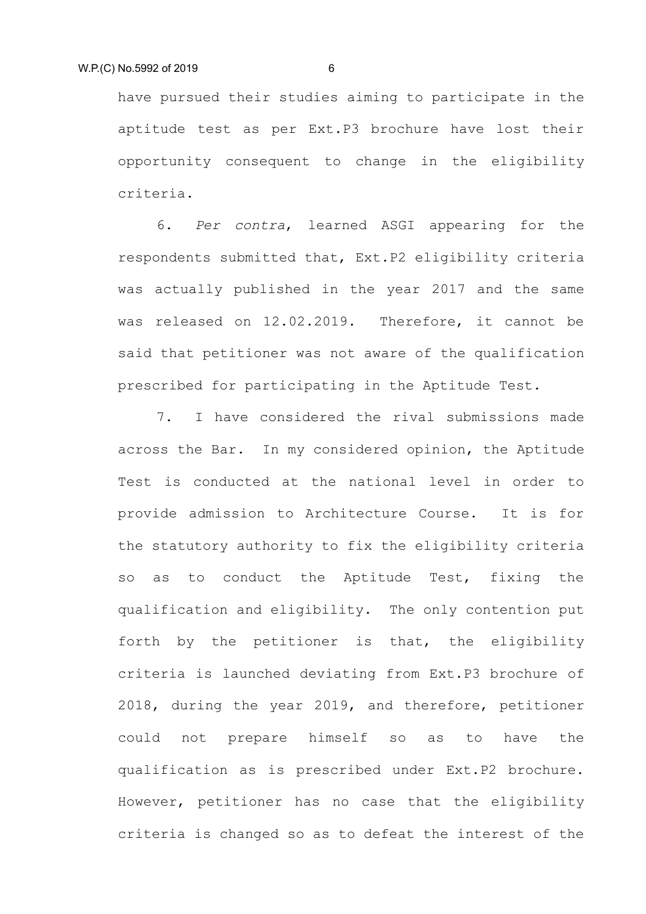have pursued their studies aiming to participate in the aptitude test as per Ext.P3 brochure have lost their opportunity consequent to change in the eligibility criteria.

6. *Per contra*, learned ASGI appearing for the respondents submitted that, Ext.P2 eligibility criteria was actually published in the year 2017 and the same was released on 12.02.2019. Therefore, it cannot be said that petitioner was not aware of the qualification prescribed for participating in the Aptitude Test.

7. I have considered the rival submissions made across the Bar. In my considered opinion, the Aptitude Test is conducted at the national level in order to provide admission to Architecture Course. It is for the statutory authority to fix the eligibility criteria so as to conduct the Aptitude Test, fixing the qualification and eligibility. The only contention put forth by the petitioner is that, the eligibility criteria is launched deviating from Ext.P3 brochure of 2018, during the year 2019, and therefore, petitioner could not prepare himself so as to have the qualification as is prescribed under Ext.P2 brochure. However, petitioner has no case that the eligibility criteria is changed so as to defeat the interest of the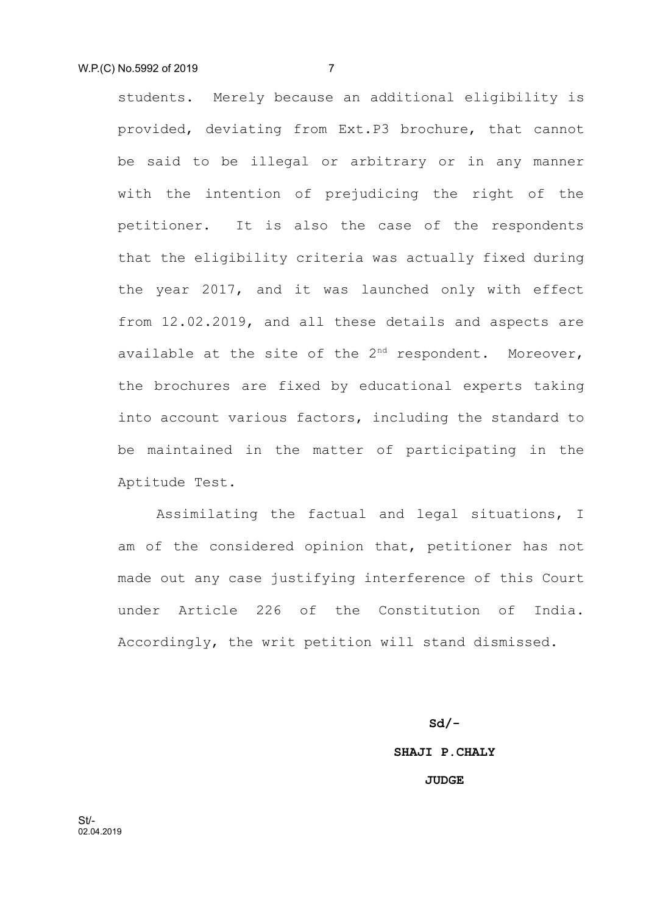students. Merely because an additional eligibility is provided, deviating from Ext.P3 brochure, that cannot be said to be illegal or arbitrary or in any manner with the intention of prejudicing the right of the petitioner. It is also the case of the respondents that the eligibility criteria was actually fixed during the year 2017, and it was launched only with effect from 12.02.2019, and all these details and aspects are available at the site of the 2nd respondent. Moreover, the brochures are fixed by educational experts taking into account various factors, including the standard to be maintained in the matter of participating in the Aptitude Test.

Assimilating the factual and legal situations, I am of the considered opinion that, petitioner has not made out any case justifying interference of this Court under Article 226 of the Constitution of India. Accordingly, the writ petition will stand dismissed.

**Sd/-**

**SHAJI P.CHALY**

**JUDGE**

St/-
02.04.2019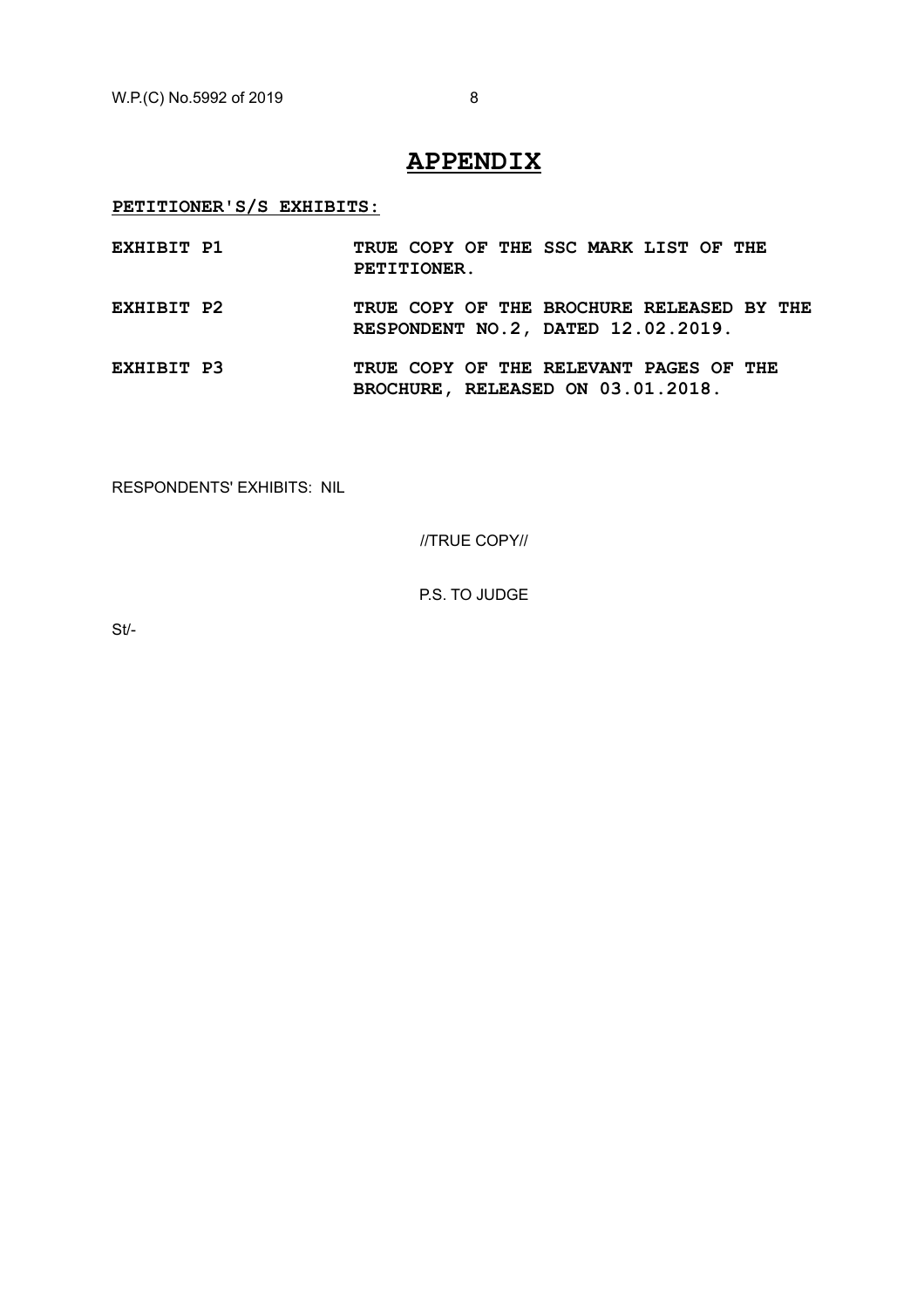# APPENDIX

**PETITIONER'S/S EXHIBITS:**

| | |
|---|---|
| **EXHIBIT P1** | **TRUE COPY OF THE SSC MARK LIST OF THE PETITIONER.** |
| **EXHIBIT P2** | **TRUE COPY OF THE BROCHURE RELEASED BY THE RESPONDENT NO.2, DATED 12.02.2019.** |
| **EXHIBIT P3** | **TRUE COPY OF THE RELEVANT PAGES OF THE BROCHURE, RELEASED ON 03.01.2018.** |

RESPONDENTS' EXHIBITS: NIL

//TRUE COPY//

P.S. TO JUDGE

St/-